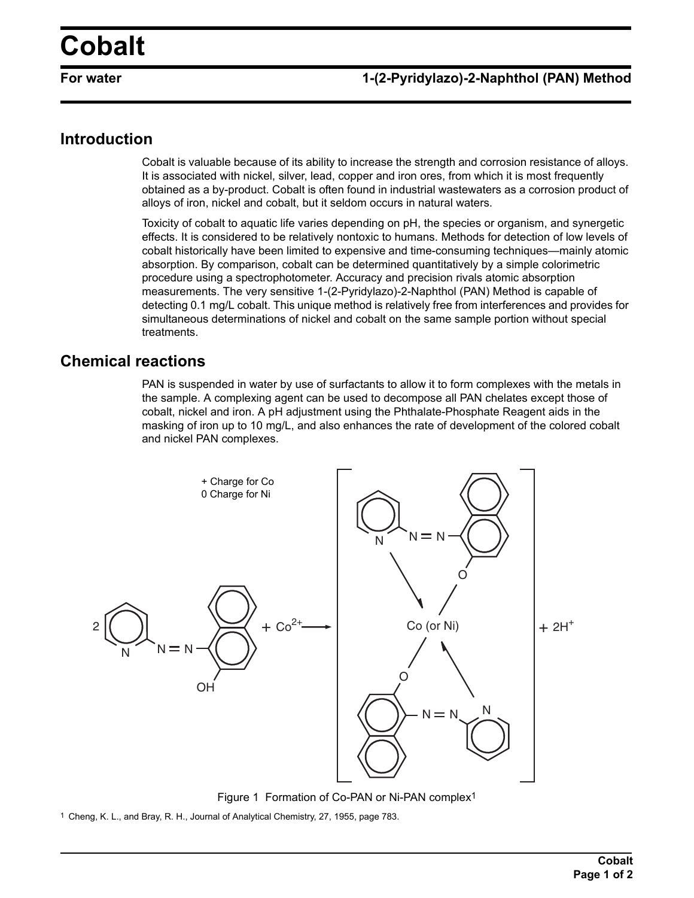# Cobalt

**For water** **1-(2-Pyridylazo)-2-Naphthol (PAN) Method**

## Introduction

Cobalt is valuable because of its ability to increase the strength and corrosion resistance of alloys. It is associated with nickel, silver, lead, copper and iron ores, from which it is most frequently obtained as a by-product. Cobalt is often found in industrial wastewaters as a corrosion product of alloys of iron, nickel and cobalt, but it seldom occurs in natural waters.

Toxicity of cobalt to aquatic life varies depending on pH, the species or organism, and synergetic effects. It is considered to be relatively nontoxic to humans. Methods for detection of low levels of cobalt historically have been limited to expensive and time-consuming techniques—mainly atomic absorption. By comparison, cobalt can be determined quantitatively by a simple colorimetric procedure using a spectrophotometer. Accuracy and precision rivals atomic absorption measurements. The very sensitive 1-(2-Pyridylazo)-2-Naphthol (PAN) Method is capable of detecting 0.1 mg/L cobalt. This unique method is relatively free from interferences and provides for simultaneous determinations of nickel and cobalt on the same sample portion without special treatments.

## Chemical reactions

PAN is suspended in water by use of surfactants to allow it to form complexes with the metals in the sample. A complexing agent can be used to decompose all PAN chelates except those of cobalt, nickel and iron. A pH adjustment using the Phthalate-Phosphate Reagent aids in the masking of iron up to 10 mg/L, and also enhances the rate of development of the colored cobalt and nickel PAN complexes.

$$2\ \text{PAN} + Co^{2+} \longrightarrow [\text{Co (or Ni)}(\text{PAN})_2] + 2H^{+}$$

+ Charge for Co
0 Charge for Ni

Figure 1 Formation of Co-PAN or Ni-PAN complex[1]

[1] Cheng, K. L., and Bray, R. H., Journal of Analytical Chemistry, 27, 1955, page 783.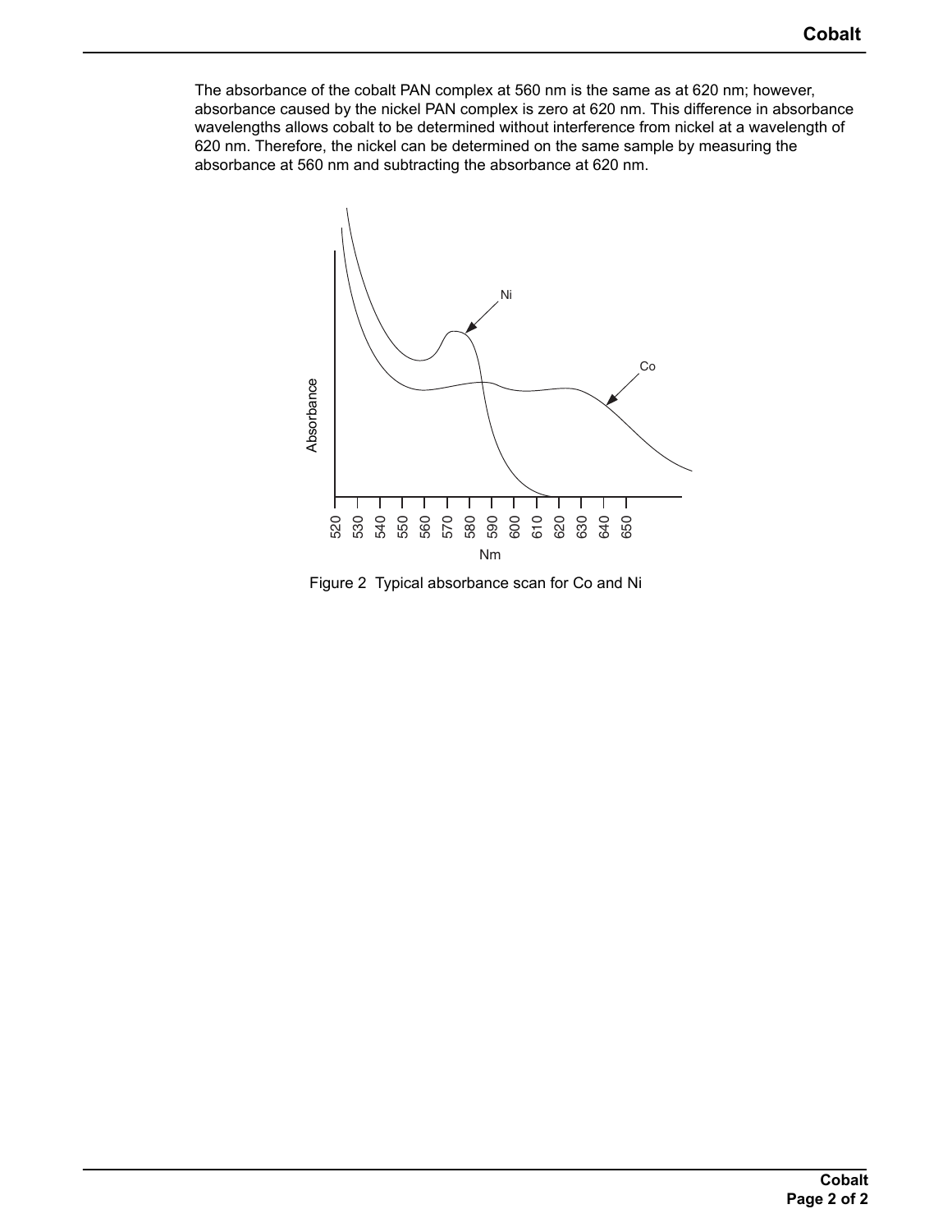The absorbance of the cobalt PAN complex at 560 nm is the same as at 620 nm; however, absorbance caused by the nickel PAN complex is zero at 620 nm. This difference in absorbance wavelengths allows cobalt to be determined without interference from nickel at a wavelength of 620 nm. Therefore, the nickel can be determined on the same sample by measuring the absorbance at 560 nm and subtracting the absorbance at 620 nm.

Ni

Co

Absorbance

520 530 540 550 560 570 580 590 600 610 620 630 640 650

Nm

Figure 2 Typical absorbance scan for Co and Ni